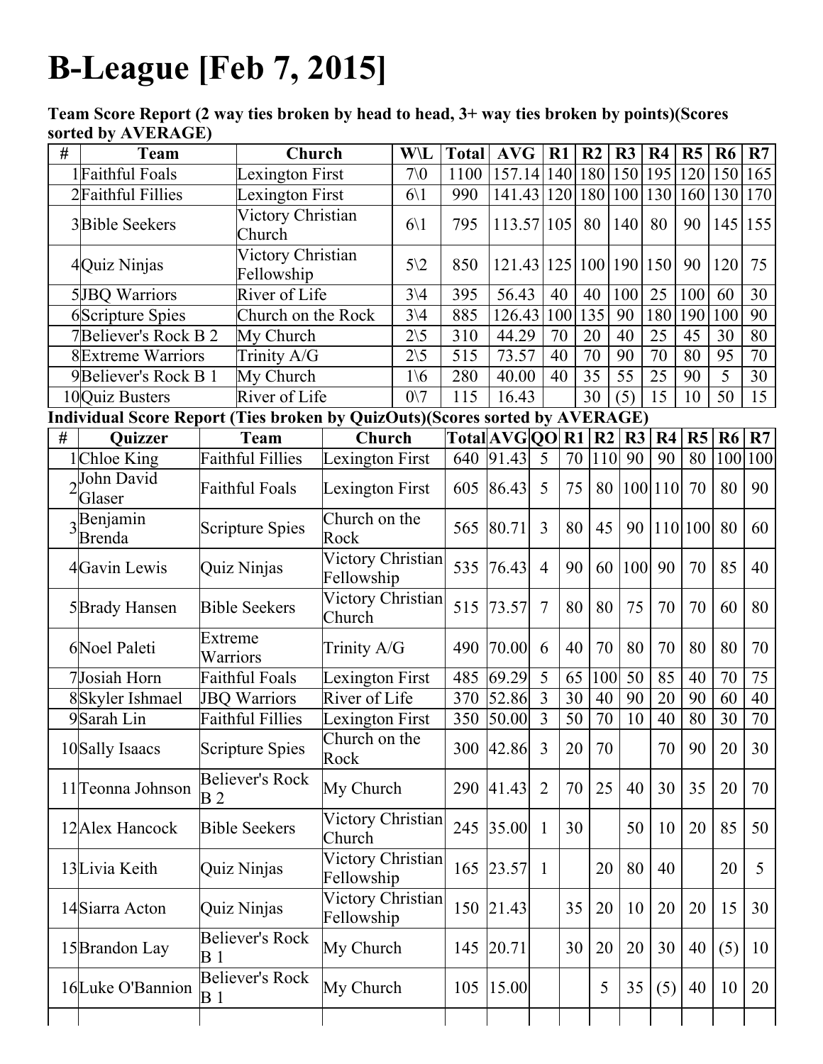# B-League [Feb 7, 2015]

**Team Score Report (2 way ties broken by head to head, 3+ way ties broken by points)(Scores sorted by AVERAGE)**

| # | Team | Church | W\L | Total | AVG | R1 | R2 | R3 | R4 | R5 | R6 | R7 |
|---|---|---|---|---|---|---|---|---|---|---|---|---|
| 1 | Faithful Foals | Lexington First | 7\0 | 1100 | 157.14 | 140 | 180 | 150 | 195 | 120 | 150 | 165 |
| 2 | Faithful Fillies | Lexington First | 6\1 | 990 | 141.43 | 120 | 180 | 100 | 130 | 160 | 130 | 170 |
| 3 | Bible Seekers | Victory Christian Church | 6\1 | 795 | 113.57 | 105 | 80 | 140 | 80 | 90 | 145 | 155 |
| 4 | Quiz Ninjas | Victory Christian Fellowship | 5\2 | 850 | 121.43 | 125 | 100 | 190 | 150 | 90 | 120 | 75 |
| 5 | JBQ Warriors | River of Life | 3\4 | 395 | 56.43 | 40 | 40 | 100 | 25 | 100 | 60 | 30 |
| 6 | Scripture Spies | Church on the Rock | 3\4 | 885 | 126.43 | 100 | 135 | 90 | 180 | 190 | 100 | 90 |
| 7 | Believer's Rock B 2 | My Church | 2\5 | 310 | 44.29 | 70 | 20 | 40 | 25 | 45 | 30 | 80 |
| 8 | Extreme Warriors | Trinity A/G | 2\5 | 515 | 73.57 | 40 | 70 | 90 | 70 | 80 | 95 | 70 |
| 9 | Believer's Rock B 1 | My Church | 1\6 | 280 | 40.00 | 40 | 35 | 55 | 25 | 90 | 5 | 30 |
| 10 | Quiz Busters | River of Life | 0\7 | 115 | 16.43 | | 30 | (5) | 15 | 10 | 50 | 15 |

**Individual Score Report (Ties broken by QuizOuts)(Scores sorted by AVERAGE)**

| # | Quizzer | Team | Church | Total | AVG | QO | R1 | R2 | R3 | R4 | R5 | R6 | R7 |
|---|---|---|---|---|---|---|---|---|---|---|---|---|---|
| 1 | Chloe King | Faithful Fillies | Lexington First | 640 | 91.43 | 5 | 70 | 110 | 90 | 90 | 80 | 100 | 100 |
| 2 | John David Glaser | Faithful Foals | Lexington First | 605 | 86.43 | 5 | 75 | 80 | 100 | 110 | 70 | 80 | 90 |
| 3 | Benjamin Brenda | Scripture Spies | Church on the Rock | 565 | 80.71 | 3 | 80 | 45 | 90 | 110 | 100 | 80 | 60 |
| 4 | Gavin Lewis | Quiz Ninjas | Victory Christian Fellowship | 535 | 76.43 | 4 | 90 | 60 | 100 | 90 | 70 | 85 | 40 |
| 5 | Brady Hansen | Bible Seekers | Victory Christian Church | 515 | 73.57 | 7 | 80 | 80 | 75 | 70 | 70 | 60 | 80 |
| 6 | Noel Paleti | Extreme Warriors | Trinity A/G | 490 | 70.00 | 6 | 40 | 70 | 80 | 70 | 80 | 80 | 70 |
| 7 | Josiah Horn | Faithful Foals | Lexington First | 485 | 69.29 | 5 | 65 | 100 | 50 | 85 | 40 | 70 | 75 |
| 8 | Skyler Ishmael | JBQ Warriors | River of Life | 370 | 52.86 | 3 | 30 | 40 | 90 | 20 | 90 | 60 | 40 |
| 9 | Sarah Lin | Faithful Fillies | Lexington First | 350 | 50.00 | 3 | 50 | 70 | 10 | 40 | 80 | 30 | 70 |
| 10 | Sally Isaacs | Scripture Spies | Church on the Rock | 300 | 42.86 | 3 | 20 | 70 | | 70 | 90 | 20 | 30 |
| 11 | Teonna Johnson | Believer's Rock B 2 | My Church | 290 | 41.43 | 2 | 70 | 25 | 40 | 30 | 35 | 20 | 70 |
| 12 | Alex Hancock | Bible Seekers | Victory Christian Church | 245 | 35.00 | 1 | 30 | | 50 | 10 | 20 | 85 | 50 |
| 13 | Livia Keith | Quiz Ninjas | Victory Christian Fellowship | 165 | 23.57 | 1 | | 20 | 80 | 40 | | 20 | 5 |
| 14 | Siarra Acton | Quiz Ninjas | Victory Christian Fellowship | 150 | 21.43 | | 35 | 20 | 10 | 20 | 20 | 15 | 30 |
| 15 | Brandon Lay | Believer's Rock B 1 | My Church | 145 | 20.71 | | 30 | 20 | 20 | 30 | 40 | (5) | 10 |
| 16 | Luke O'Bannion | Believer's Rock B 1 | My Church | 105 | 15.00 | | | 5 | 35 | (5) | 40 | 10 | 20 |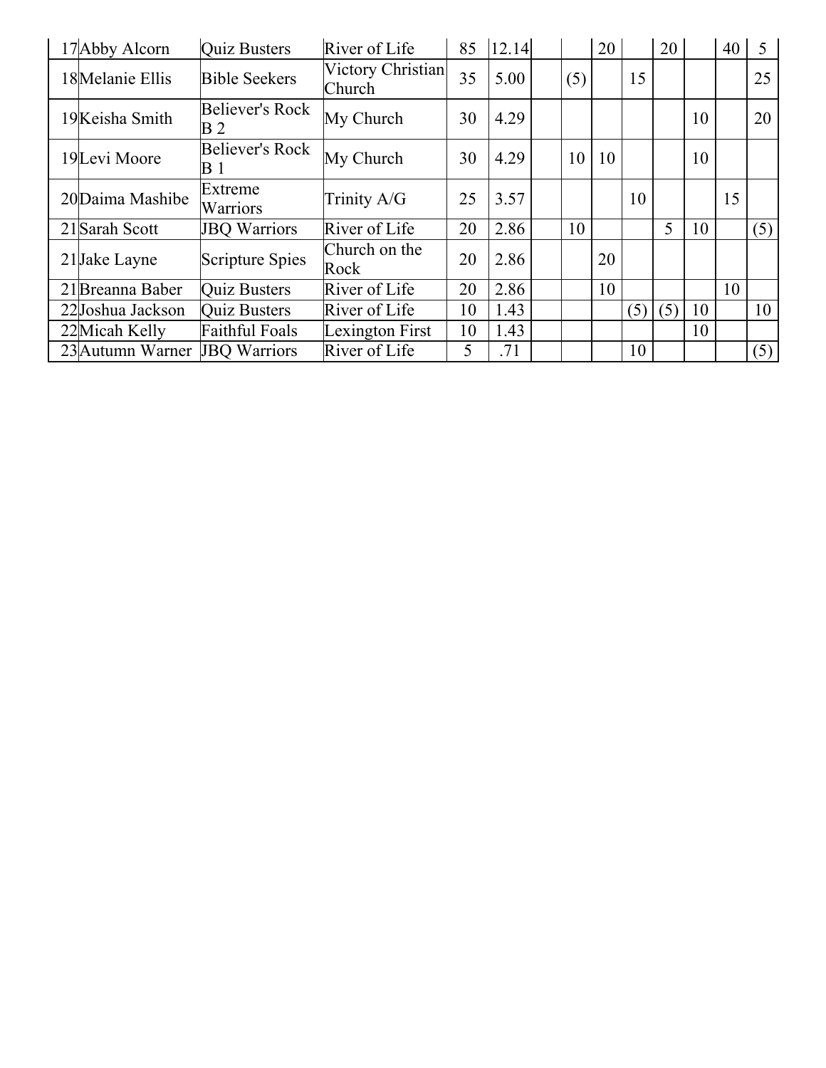| | | | | | | | | | | | | | |
|---|---|---|---|---|---|---|---|---|---|---|---|---|---|
| 17 | Abby Alcorn | Quiz Busters | River of Life | 85 | 12.14 | | | 20 | | 20 | | 40 | 5 |
| 18 | Melanie Ellis | Bible Seekers | Victory Christian Church | 35 | 5.00 | | (5) | | 15 | | | | 25 |
| 19 | Keisha Smith | Believer's Rock B 2 | My Church | 30 | 4.29 | | | | | | 10 | | 20 |
| 19 | Levi Moore | Believer's Rock B 1 | My Church | 30 | 4.29 | | 10 | 10 | | | 10 | | |
| 20 | Daima Mashibe | Extreme Warriors | Trinity A/G | 25 | 3.57 | | | | 10 | | | 15 | |
| 21 | Sarah Scott | JBQ Warriors | River of Life | 20 | 2.86 | | 10 | | | 5 | 10 | | (5) |
| 21 | Jake Layne | Scripture Spies | Church on the Rock | 20 | 2.86 | | | 20 | | | | | |
| 21 | Breanna Baber | Quiz Busters | River of Life | 20 | 2.86 | | | 10 | | | | 10 | |
| 22 | Joshua Jackson | Quiz Busters | River of Life | 10 | 1.43 | | | | (5) | (5) | 10 | | 10 |
| 22 | Micah Kelly | Faithful Foals | Lexington First | 10 | 1.43 | | | | | | 10 | | |
| 23 | Autumn Warner | JBQ Warriors | River of Life | 5 | .71 | | | | 10 | | | | (5) |